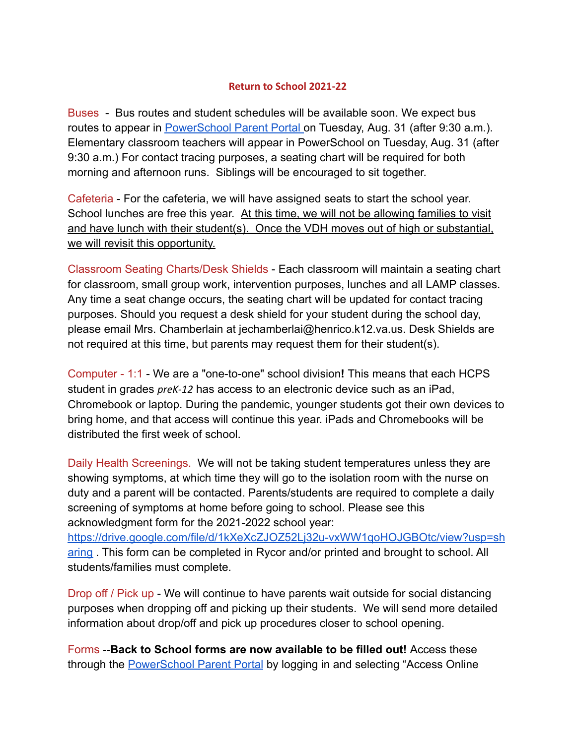# Return to School 2021-22

Buses - Bus routes and student schedules will be available soon. We expect bus routes to appear in [PowerSchool Parent Portal](#) on Tuesday, Aug. 31 (after 9:30 a.m.). Elementary classroom teachers will appear in PowerSchool on Tuesday, Aug. 31 (after 9:30 a.m.) For contact tracing purposes, a seating chart will be required for both morning and afternoon runs. Siblings will be encouraged to sit together.

Cafeteria - For the cafeteria, we will have assigned seats to start the school year. School lunches are free this year. <u>At this time, we will not be allowing families to visit and have lunch with their student(s). Once the VDH moves out of high or substantial, we will revisit this opportunity.</u>

Classroom Seating Charts/Desk Shields - Each classroom will maintain a seating chart for classroom, small group work, intervention purposes, lunches and all LAMP classes. Any time a seat change occurs, the seating chart will be updated for contact tracing purposes. Should you request a desk shield for your student during the school day, please email Mrs. Chamberlain at jechamberlai@henrico.k12.va.us. Desk Shields are not required at this time, but parents may request them for their student(s).

Computer - 1:1 - We are a "one-to-one" school division**!** This means that each HCPS student in grades *preK-12* has access to an electronic device such as an iPad, Chromebook or laptop. During the pandemic, younger students got their own devices to bring home, and that access will continue this year. iPads and Chromebooks will be distributed the first week of school.

Daily Health Screenings. We will not be taking student temperatures unless they are showing symptoms, at which time they will go to the isolation room with the nurse on duty and a parent will be contacted. Parents/students are required to complete a daily screening of symptoms at home before going to school. Please see this acknowledgment form for the 2021-2022 school year: https://drive.google.com/file/d/1kXeXcZJOZ52Lj32u-vxWW1qoHOJGBOtc/view?usp=sharing . This form can be completed in Rycor and/or printed and brought to school. All students/families must complete.

Drop off / Pick up - We will continue to have parents wait outside for social distancing purposes when dropping off and picking up their students. We will send more detailed information about drop/off and pick up procedures closer to school opening.

Forms --**Back to School forms are now available to be filled out!** Access these through the [PowerSchool Parent Portal](#) by logging in and selecting "Access Online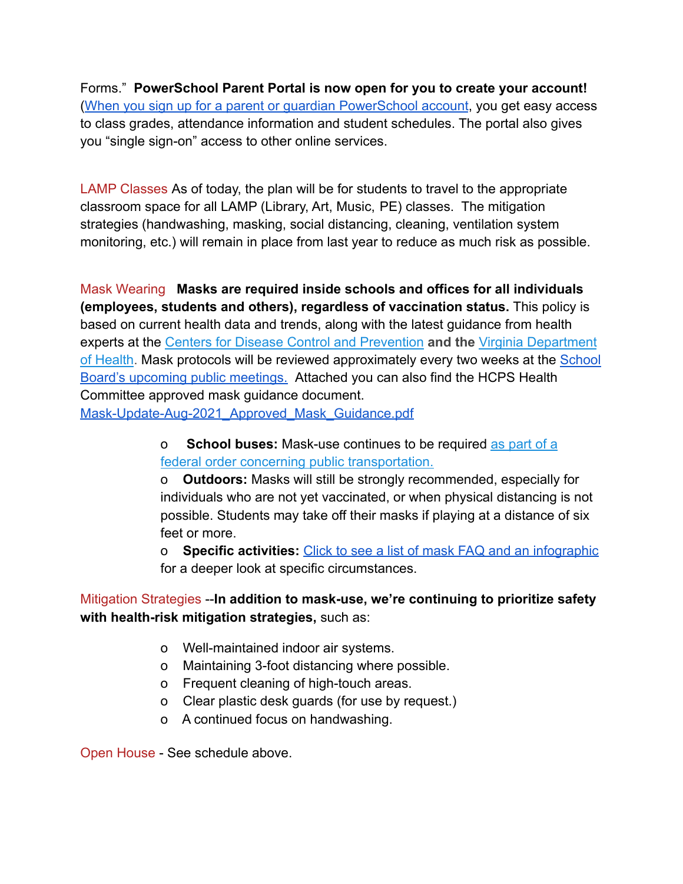Forms." **PowerSchool Parent Portal is now open for you to create your account!** (When you sign up for a parent or guardian PowerSchool account, you get easy access to class grades, attendance information and student schedules. The portal also gives you "single sign-on" access to other online services.

LAMP Classes As of today, the plan will be for students to travel to the appropriate classroom space for all LAMP (Library, Art, Music, PE) classes. The mitigation strategies (handwashing, masking, social distancing, cleaning, ventilation system monitoring, etc.) will remain in place from last year to reduce as much risk as possible.

Mask Wearing **Masks are required inside schools and offices for all individuals (employees, students and others), regardless of vaccination status.** This policy is based on current health data and trends, along with the latest guidance from health experts at the Centers for Disease Control and Prevention **and the** Virginia Department of Health. Mask protocols will be reviewed approximately every two weeks at the School Board's upcoming public meetings. Attached you can also find the HCPS Health Committee approved mask guidance document.
Mask-Update-Aug-2021_Approved_Mask_Guidance.pdf

- **School buses:** Mask-use continues to be required as part of a federal order concerning public transportation.
- **Outdoors:** Masks will still be strongly recommended, especially for individuals who are not yet vaccinated, or when physical distancing is not possible. Students may take off their masks if playing at a distance of six feet or more.
- **Specific activities:** Click to see a list of mask FAQ and an infographic for a deeper look at specific circumstances.

Mitigation Strategies --**In addition to mask-use, we're continuing to prioritize safety with health-risk mitigation strategies,** such as:

- Well-maintained indoor air systems.
- Maintaining 3-foot distancing where possible.
- Frequent cleaning of high-touch areas.
- Clear plastic desk guards (for use by request.)
- A continued focus on handwashing.

Open House - See schedule above.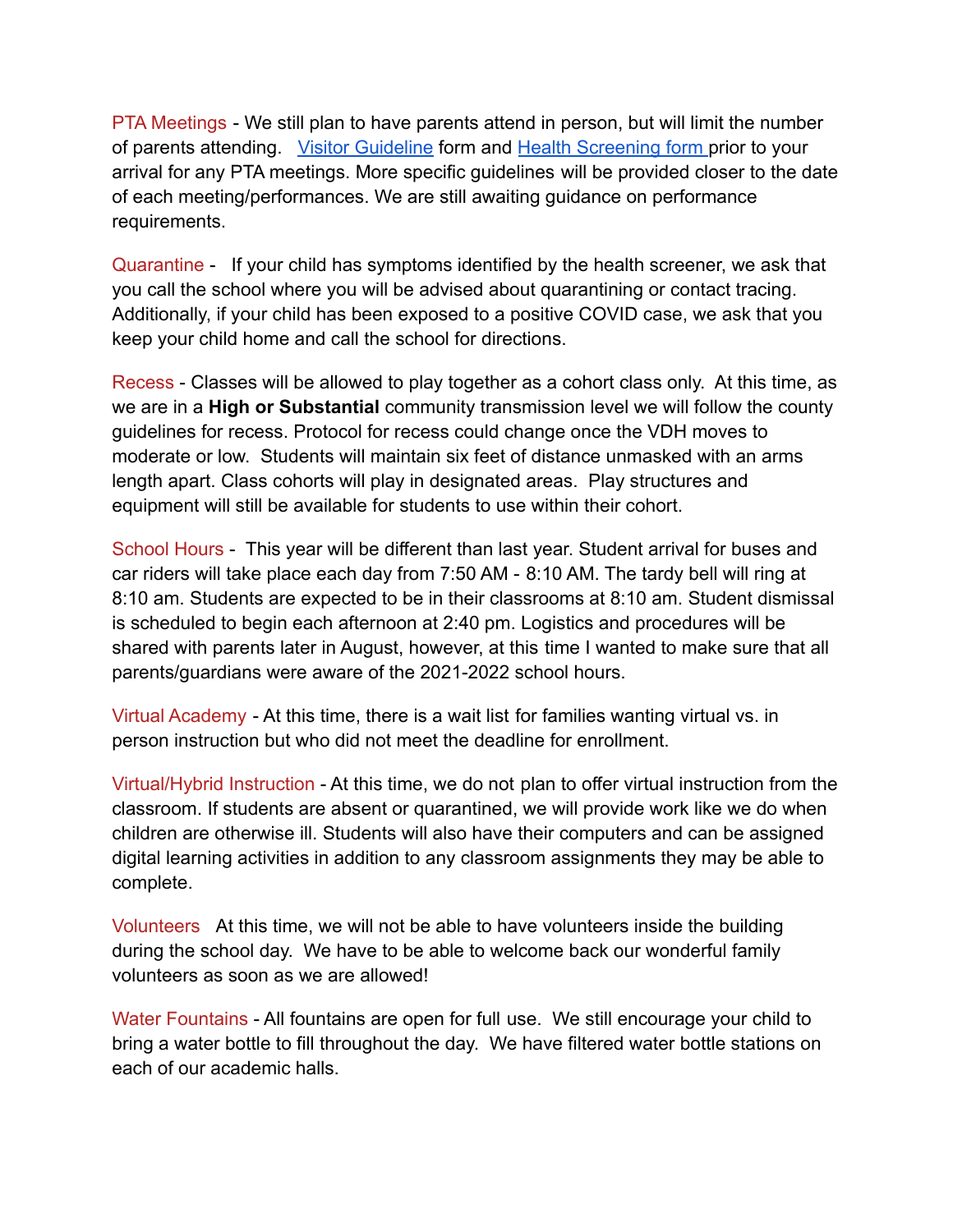PTA Meetings - We still plan to have parents attend in person, but will limit the number of parents attending. Visitor Guideline form and Health Screening form prior to your arrival for any PTA meetings. More specific guidelines will be provided closer to the date of each meeting/performances. We are still awaiting guidance on performance requirements.

Quarantine - If your child has symptoms identified by the health screener, we ask that you call the school where you will be advised about quarantining or contact tracing. Additionally, if your child has been exposed to a positive COVID case, we ask that you keep your child home and call the school for directions.

Recess - Classes will be allowed to play together as a cohort class only. At this time, as we are in a **High or Substantial** community transmission level we will follow the county guidelines for recess. Protocol for recess could change once the VDH moves to moderate or low. Students will maintain six feet of distance unmasked with an arms length apart. Class cohorts will play in designated areas. Play structures and equipment will still be available for students to use within their cohort.

School Hours - This year will be different than last year. Student arrival for buses and car riders will take place each day from 7:50 AM - 8:10 AM. The tardy bell will ring at 8:10 am. Students are expected to be in their classrooms at 8:10 am. Student dismissal is scheduled to begin each afternoon at 2:40 pm. Logistics and procedures will be shared with parents later in August, however, at this time I wanted to make sure that all parents/guardians were aware of the 2021-2022 school hours.

Virtual Academy - At this time, there is a wait list for families wanting virtual vs. in person instruction but who did not meet the deadline for enrollment.

Virtual/Hybrid Instruction - At this time, we do not plan to offer virtual instruction from the classroom. If students are absent or quarantined, we will provide work like we do when children are otherwise ill. Students will also have their computers and can be assigned digital learning activities in addition to any classroom assignments they may be able to complete.

Volunteers At this time, we will not be able to have volunteers inside the building during the school day. We have to be able to welcome back our wonderful family volunteers as soon as we are allowed!

Water Fountains - All fountains are open for full use. We still encourage your child to bring a water bottle to fill throughout the day. We have filtered water bottle stations on each of our academic halls.